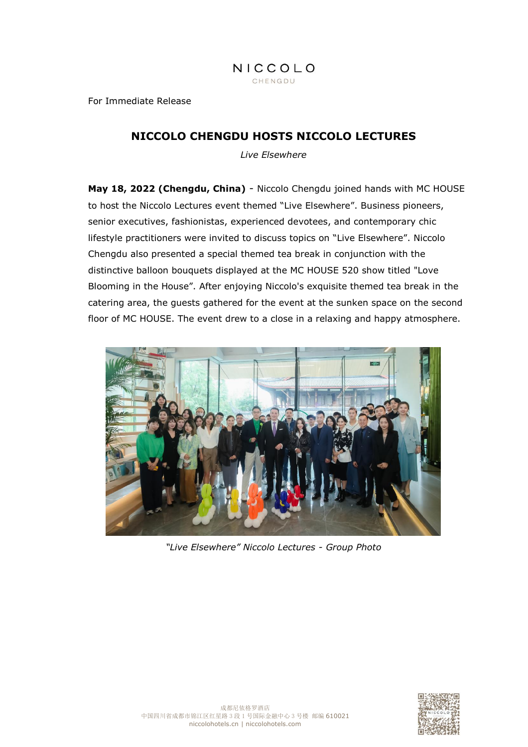NICCOLO
CHENGDU

For Immediate Release

# NICCOLO CHENGDU HOSTS NICCOLO LECTURES

*Live Elsewhere*

**May 18, 2022 (Chengdu, China)** - Niccolo Chengdu joined hands with MC HOUSE to host the Niccolo Lectures event themed "Live Elsewhere". Business pioneers, senior executives, fashionistas, experienced devotees, and contemporary chic lifestyle practitioners were invited to discuss topics on "Live Elsewhere". Niccolo Chengdu also presented a special themed tea break in conjunction with the distinctive balloon bouquets displayed at the MC HOUSE 520 show titled "Love Blooming in the House". After enjoying Niccolo's exquisite themed tea break in the catering area, the guests gathered for the event at the sunken space on the second floor of MC HOUSE. The event drew to a close in a relaxing and happy atmosphere.

*"Live Elsewhere" Niccolo Lectures - Group Photo*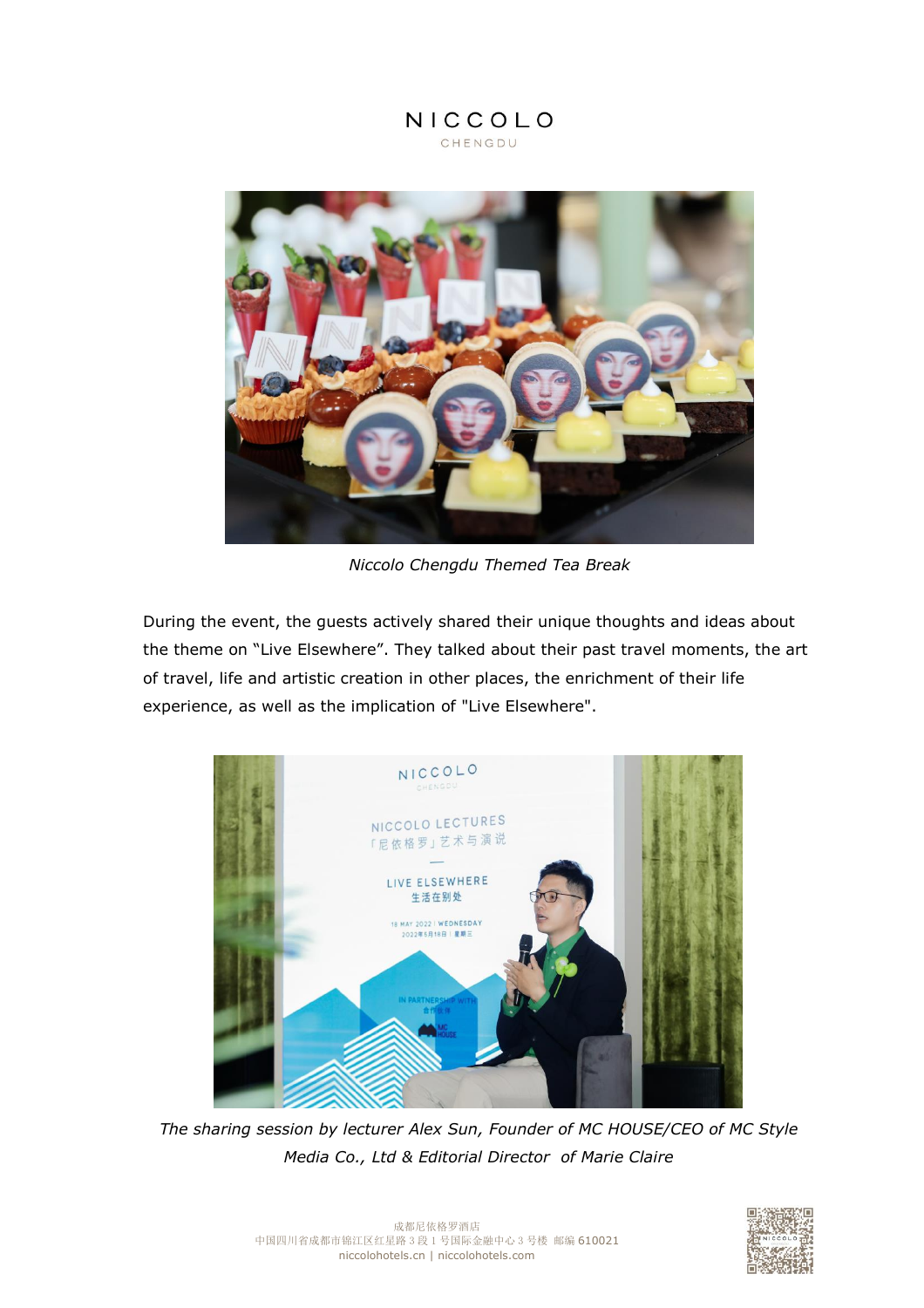*Niccolo Chengdu Themed Tea Break*

During the event, the guests actively shared their unique thoughts and ideas about the theme on “Live Elsewhere”. They talked about their past travel moments, the art of travel, life and artistic creation in other places, the enrichment of their life experience, as well as the implication of "Live Elsewhere".

*The sharing session by lecturer Alex Sun, Founder of MC HOUSE/CEO of MC Style Media Co., Ltd & Editorial Director of Marie Claire*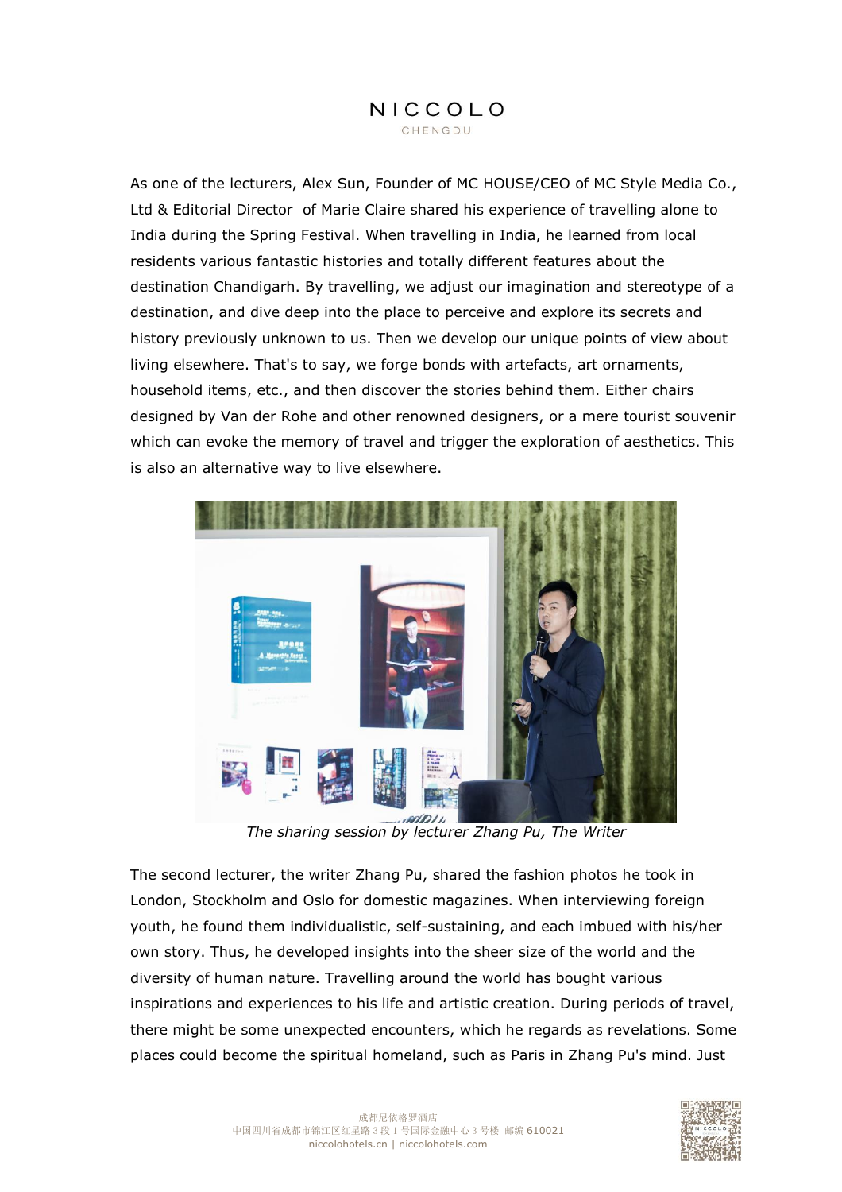As one of the lecturers, Alex Sun, Founder of MC HOUSE/CEO of MC Style Media Co., Ltd & Editorial Director of Marie Claire shared his experience of travelling alone to India during the Spring Festival. When travelling in India, he learned from local residents various fantastic histories and totally different features about the destination Chandigarh. By travelling, we adjust our imagination and stereotype of a destination, and dive deep into the place to perceive and explore its secrets and history previously unknown to us. Then we develop our unique points of view about living elsewhere. That's to say, we forge bonds with artefacts, art ornaments, household items, etc., and then discover the stories behind them. Either chairs designed by Van der Rohe and other renowned designers, or a mere tourist souvenir which can evoke the memory of travel and trigger the exploration of aesthetics. This is also an alternative way to live elsewhere.

*The sharing session by lecturer Zhang Pu, The Writer*

The second lecturer, the writer Zhang Pu, shared the fashion photos he took in London, Stockholm and Oslo for domestic magazines. When interviewing foreign youth, he found them individualistic, self-sustaining, and each imbued with his/her own story. Thus, he developed insights into the sheer size of the world and the diversity of human nature. Travelling around the world has bought various inspirations and experiences to his life and artistic creation. During periods of travel, there might be some unexpected encounters, which he regards as revelations. Some places could become the spiritual homeland, such as Paris in Zhang Pu's mind. Just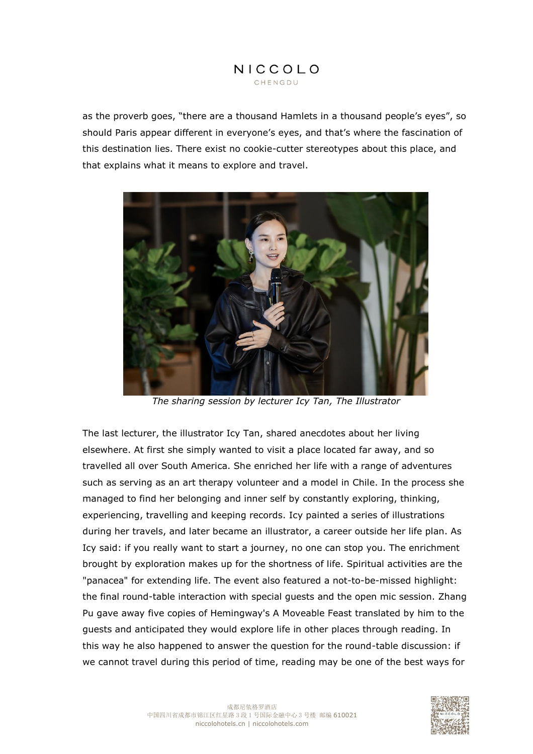as the proverb goes, “there are a thousand Hamlets in a thousand people’s eyes”, so should Paris appear different in everyone’s eyes, and that’s where the fascination of this destination lies. There exist no cookie-cutter stereotypes about this place, and that explains what it means to explore and travel.

*The sharing session by lecturer Icy Tan, The Illustrator*

The last lecturer, the illustrator Icy Tan, shared anecdotes about her living elsewhere. At first she simply wanted to visit a place located far away, and so travelled all over South America. She enriched her life with a range of adventures such as serving as an art therapy volunteer and a model in Chile. In the process she managed to find her belonging and inner self by constantly exploring, thinking, experiencing, travelling and keeping records. Icy painted a series of illustrations during her travels, and later became an illustrator, a career outside her life plan. As Icy said: if you really want to start a journey, no one can stop you. The enrichment brought by exploration makes up for the shortness of life. Spiritual activities are the "panacea" for extending life. The event also featured a not-to-be-missed highlight: the final round-table interaction with special guests and the open mic session. Zhang Pu gave away five copies of Hemingway's A Moveable Feast translated by him to the guests and anticipated they would explore life in other places through reading. In this way he also happened to answer the question for the round-table discussion: if we cannot travel during this period of time, reading may be one of the best ways for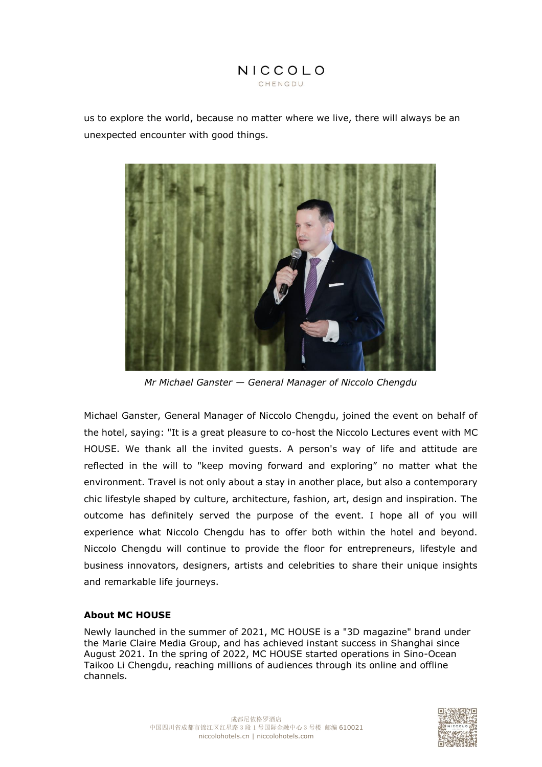us to explore the world, because no matter where we live, there will always be an unexpected encounter with good things.

*Mr Michael Ganster — General Manager of Niccolo Chengdu*

Michael Ganster, General Manager of Niccolo Chengdu, joined the event on behalf of the hotel, saying: "It is a great pleasure to co-host the Niccolo Lectures event with MC HOUSE. We thank all the invited guests. A person's way of life and attitude are reflected in the will to "keep moving forward and exploring" no matter what the environment. Travel is not only about a stay in another place, but also a contemporary chic lifestyle shaped by culture, architecture, fashion, art, design and inspiration. The outcome has definitely served the purpose of the event. I hope all of you will experience what Niccolo Chengdu has to offer both within the hotel and beyond. Niccolo Chengdu will continue to provide the floor for entrepreneurs, lifestyle and business innovators, designers, artists and celebrities to share their unique insights and remarkable life journeys.

**About MC HOUSE**

Newly launched in the summer of 2021, MC HOUSE is a "3D magazine" brand under the Marie Claire Media Group, and has achieved instant success in Shanghai since August 2021. In the spring of 2022, MC HOUSE started operations in Sino-Ocean Taikoo Li Chengdu, reaching millions of audiences through its online and offline channels.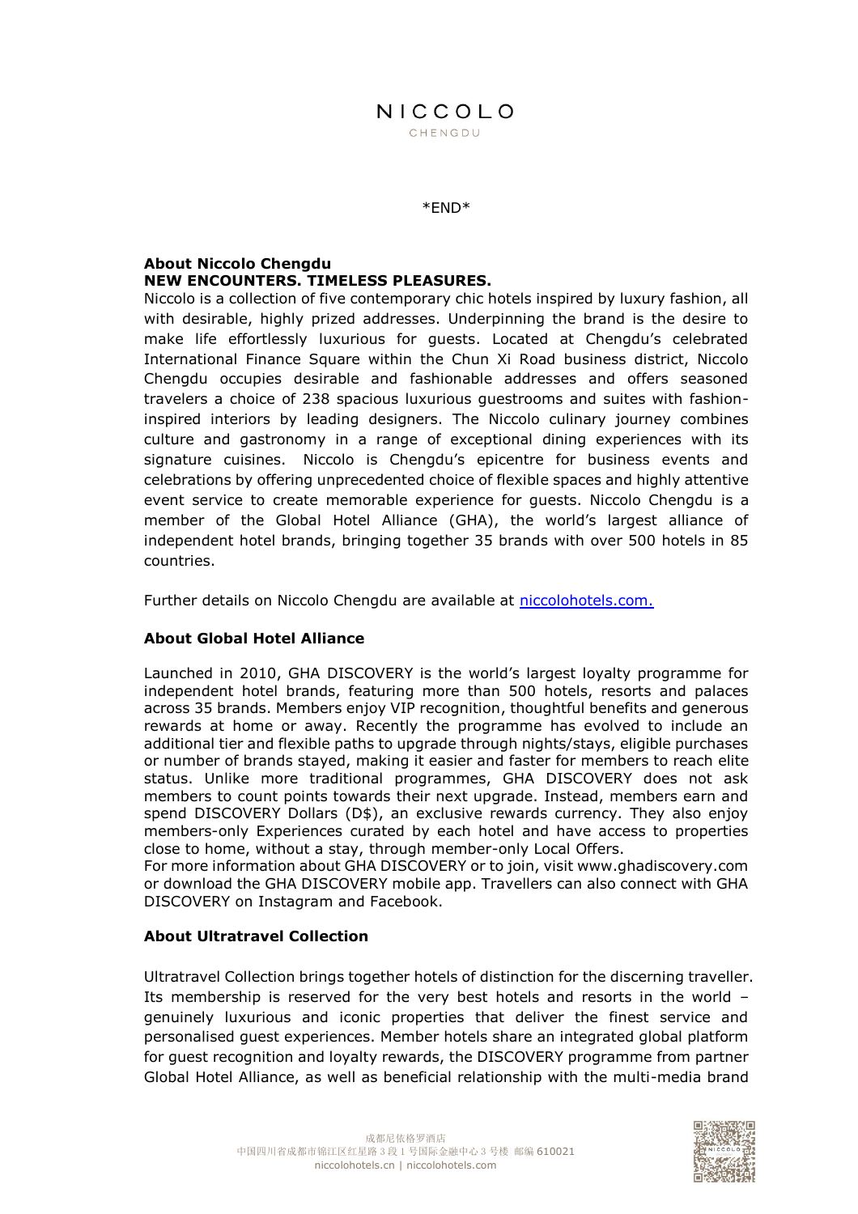*END*

**About Niccolo Chengdu**
**NEW ENCOUNTERS. TIMELESS PLEASURES.**
Niccolo is a collection of five contemporary chic hotels inspired by luxury fashion, all with desirable, highly prized addresses. Underpinning the brand is the desire to make life effortlessly luxurious for guests. Located at Chengdu's celebrated International Finance Square within the Chun Xi Road business district, Niccolo Chengdu occupies desirable and fashionable addresses and offers seasoned travelers a choice of 238 spacious luxurious guestrooms and suites with fashion-inspired interiors by leading designers. The Niccolo culinary journey combines culture and gastronomy in a range of exceptional dining experiences with its signature cuisines. Niccolo is Chengdu's epicentre for business events and celebrations by offering unprecedented choice of flexible spaces and highly attentive event service to create memorable experience for guests. Niccolo Chengdu is a member of the Global Hotel Alliance (GHA), the world's largest alliance of independent hotel brands, bringing together 35 brands with over 500 hotels in 85 countries.

Further details on Niccolo Chengdu are available at [niccolohotels.com.](niccolohotels.com)

**About Global Hotel Alliance**

Launched in 2010, GHA DISCOVERY is the world's largest loyalty programme for independent hotel brands, featuring more than 500 hotels, resorts and palaces across 35 brands. Members enjoy VIP recognition, thoughtful benefits and generous rewards at home or away. Recently the programme has evolved to include an additional tier and flexible paths to upgrade through nights/stays, eligible purchases or number of brands stayed, making it easier and faster for members to reach elite status. Unlike more traditional programmes, GHA DISCOVERY does not ask members to count points towards their next upgrade. Instead, members earn and spend DISCOVERY Dollars (D$), an exclusive rewards currency. They also enjoy members-only Experiences curated by each hotel and have access to properties close to home, without a stay, through member-only Local Offers.
For more information about GHA DISCOVERY or to join, visit www.ghadiscovery.com or download the GHA DISCOVERY mobile app. Travellers can also connect with GHA DISCOVERY on Instagram and Facebook.

**About Ultratravel Collection**

Ultratravel Collection brings together hotels of distinction for the discerning traveller. Its membership is reserved for the very best hotels and resorts in the world – genuinely luxurious and iconic properties that deliver the finest service and personalised guest experiences. Member hotels share an integrated global platform for guest recognition and loyalty rewards, the DISCOVERY programme from partner Global Hotel Alliance, as well as beneficial relationship with the multi-media brand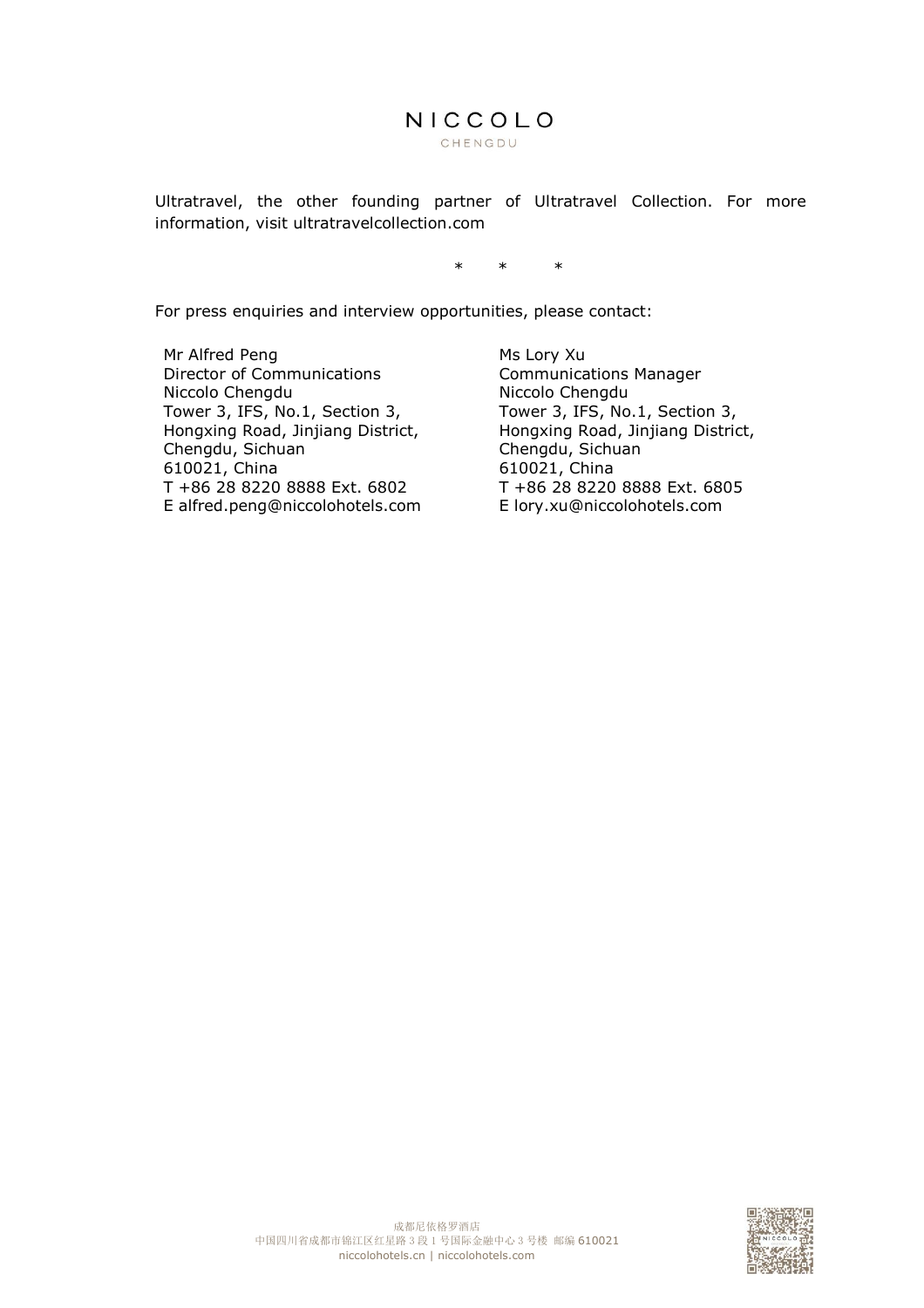Ultratravel, the other founding partner of Ultratravel Collection. For more information, visit ultratravelcollection.com

\* \* \*

For press enquiries and interview opportunities, please contact:

Mr Alfred Peng
Director of Communications
Niccolo Chengdu
Tower 3, IFS, No.1, Section 3,
Hongxing Road, Jinjiang District,
Chengdu, Sichuan
610021, China
T +86 28 8220 8888 Ext. 6802
E alfred.peng@niccolohotels.com

Ms Lory Xu
Communications Manager
Niccolo Chengdu
Tower 3, IFS, No.1, Section 3,
Hongxing Road, Jinjiang District,
Chengdu, Sichuan
610021, China
T +86 28 8220 8888 Ext. 6805
E lory.xu@niccolohotels.com